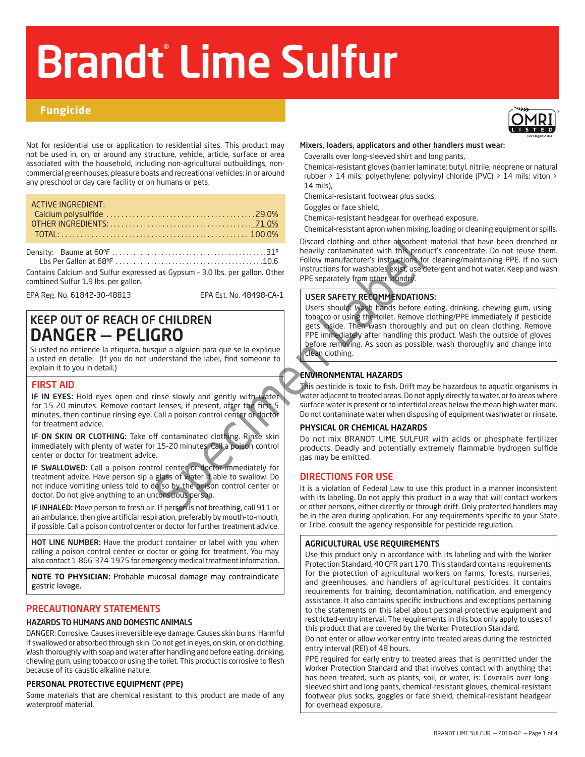# Brandt® Lime Sulfur

## Fungicide

Not for residential use or application to residential sites. This product may not be used in, on, or around any structure, vehicle, article, surface or area associated with the household, including non-agricultural outbuildings, non-commercial greenhouses, pleasure boats and recreational vehicles; in or around any preschool or day care facility or on humans or pets.

| | |
|---|---|
| ACTIVE INGREDIENT: | |
| Calcium polysulfide | 29.0% |
| OTHER INGREDIENTS: | 71.0% |
| TOTAL: | 100.0% |

Density: Baume at 60ºF ........ 31º
Lbs Per Gallon at 68ºF ........ 10.6

Contains Calcium and Sulfur expressed as Gypsum - 3.0 lbs. per gallon. Other combined Sulfur 1.9 lbs. per gallon.

EPA Reg. No. 61842-30-48813 EPA Est. No. 48498-CA-1

## KEEP OUT OF REACH OF CHILDREN
# DANGER – PELIGRO

Si usted no entiende la etiqueta, busque a alguien para que se la explique a usted en detalle. (If you do not understand the label, find someone to explain it to you in detail.)

### FIRST AID

**IF IN EYES:** Hold eyes open and rinse slowly and gently with water for 15-20 minutes. Remove contact lenses, if present, after the first 5 minutes, then continue rinsing eye. Call a poison control center or doctor for treatment advice.

**IF ON SKIN OR CLOTHING:** Take off contaminated clothing. Rinse skin immediately with plenty of water for 15-20 minutes. Call a poison control center or doctor for treatment advice.

**IF SWALLOWED:** Call a poison control center or doctor immediately for treatment advice. Have person sip a glass of water if able to swallow. Do not induce vomiting unless told to do so by the poison control center or doctor. Do not give anything to an unconscious person.

**IF INHALED:** Move person to fresh air. If person is not breathing, call 911 or an ambulance, then give artificial respiration, preferably by mouth-to-mouth, if possible. Call a poison control center or doctor for further treatment advice.

**HOT LINE NUMBER:** Have the product container or label with you when calling a poison control center or doctor or going for treatment. You may also contact 1-866-374-1975 for emergency medical treatment information.

**NOTE TO PHYSICIAN:** Probable mucosal damage may contraindicate gastric lavage.

## PRECAUTIONARY STATEMENTS

### HAZARDS TO HUMANS AND DOMESTIC ANIMALS

DANGER: Corrosive. Causes irreversible eye damage. Causes skin burns. Harmful if swallowed or absorbed through skin. Do not get in eyes, on skin, or on clothing. Wash thoroughly with soap and water after handling and before eating, drinking, chewing gum, using tobacco or using the toilet. This product is corrosive to flesh because of its caustic alkaline nature.

### PERSONAL PROTECTIVE EQUIPMENT (PPE)

Some materials that are chemical resistant to this product are made of any waterproof material.

**Mixers, loaders, applicators and other handlers must wear:**

- Coveralls over long-sleeved shirt and long pants,
- Chemical-resistant gloves (barrier laminate; butyl, nitrile, neoprene or natural rubber > 14 mils; polyethylene; polyvinyl chloride (PVC) > 14 mils; viton > 14 mils),
- Chemical-resistant footwear plus socks,
- Goggles or face shield,
- Chemical-resistant headgear for overhead exposure,
- Chemical-resistant apron when mixing, loading or cleaning equipment or spills.

Discard clothing and other absorbent material that have been drenched or heavily contaminated with this product's concentrate. Do not reuse them. Follow manufacturer's instructions for cleaning/maintaining PPE. If no such instructions for washables exist, use detergent and hot water. Keep and wash PPE separately from other laundry.

### USER SAFETY RECOMMENDATIONS:

Users should: Wash hands before eating, drinking, chewing gum, using tobacco or using the toilet. Remove clothing/PPE immediately if pesticide gets inside. Then wash thoroughly and put on clean clothing. Remove PPE immediately after handling this product. Wash the outside of gloves before removing. As soon as possible, wash thoroughly and change into clean clothing.

### ENVIRONMENTAL HAZARDS

This pesticide is toxic to fish. Drift may be hazardous to aquatic organisms in water adjacent to treated areas. Do not apply directly to water, or to areas where surface water is present or to intertidal areas below the mean high water mark. Do not contaminate water when disposing of equipment washwater or rinsate.

### PHYSICAL OR CHEMICAL HAZARDS

Do not mix BRANDT LIME SULFUR with acids or phosphate fertilizer products. Deadly and potentially extremely flammable hydrogen sulfide gas may be emitted.

## DIRECTIONS FOR USE

It is a violation of Federal Law to use this product in a manner inconsistent with its labeling. Do not apply this product in a way that will contact workers or other persons, either directly or through drift. Only protected handlers may be in the area during application. For any requirements specific to your State or Tribe, consult the agency responsible for pesticide regulation.

### AGRICULTURAL USE REQUIREMENTS

Use this product only in accordance with its labeling and with the Worker Protection Standard, 40 CFR part 170. This standard contains requirements for the protection of agricultural workers on farms, forests, nurseries, and greenhouses, and handlers of agricultural pesticides. It contains requirements for training, decontamination, notification, and emergency assistance. It also contains specific instructions and exceptions pertaining to the statements on this label about personal protective equipment and restricted-entry interval. The requirements in this box only apply to uses of this product that are covered by the Worker Protection Standard.

Do not enter or allow worker entry into treated areas during the restricted entry interval (REI) of 48 hours.

PPE required for early entry to treated areas that is permitted under the Worker Protection Standard and that involves contact with anything that has been treated, such as plants, soil, or water, is: Coveralls over long-sleeved shirt and long pants, chemical-resistant gloves, chemical-resistant footwear plus socks, goggles or face shield, chemical-resistant headgear for overhead exposure.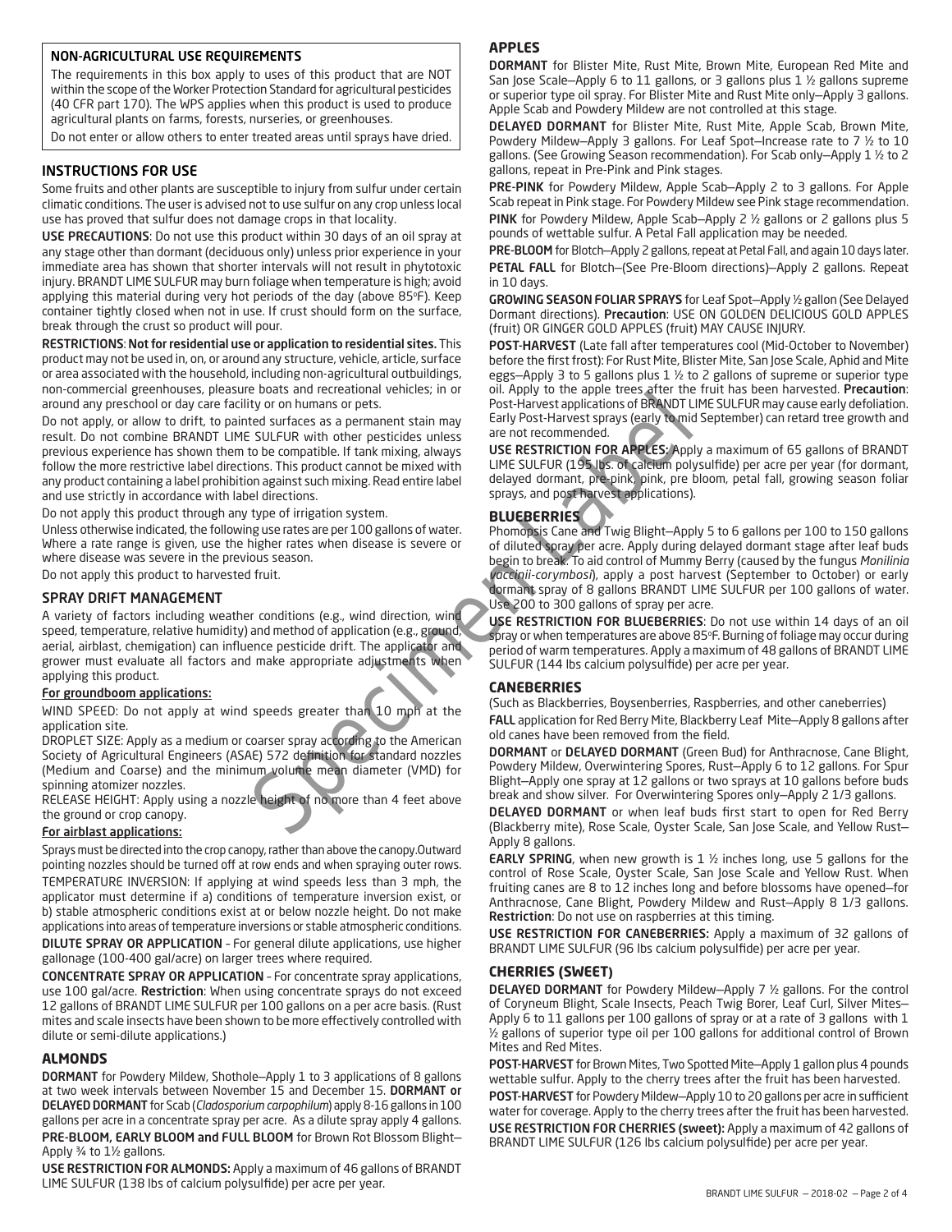## NON-AGRICULTURAL USE REQUIREMENTS

The requirements in this box apply to uses of this product that are NOT within the scope of the Worker Protection Standard for agricultural pesticides (40 CFR part 170). The WPS applies when this product is used to produce agricultural plants on farms, forests, nurseries, or greenhouses.

Do not enter or allow others to enter treated areas until sprays have dried.

## INSTRUCTIONS FOR USE

Some fruits and other plants are susceptible to injury from sulfur under certain climatic conditions. The user is advised not to use sulfur on any crop unless local use has proved that sulfur does not damage crops in that locality.

**USE PRECAUTIONS**: Do not use this product within 30 days of an oil spray at any stage other than dormant (deciduous only) unless prior experience in your immediate area has shown that shorter intervals will not result in phytotoxic injury. BRANDT LIME SULFUR may burn foliage when temperature is high; avoid applying this material during very hot periods of the day (above 85°F). Keep container tightly closed when not in use. If crust should form on the surface, break through the crust so product will pour.

**RESTRICTIONS**: **Not for residential use or application to residential sites.** This product may not be used in, on, or around any structure, vehicle, article, surface or area associated with the household, including non-agricultural outbuildings, non-commercial greenhouses, pleasure boats and recreational vehicles; in or around any preschool or day care facility or on humans or pets.

Do not apply, or allow to drift, to painted surfaces as a permanent stain may result. Do not combine BRANDT LIME SULFUR with other pesticides unless previous experience has shown them to be compatible. If tank mixing, always follow the more restrictive label directions. This product cannot be mixed with any product containing a label prohibition against such mixing. Read entire label and use strictly in accordance with label directions.

Do not apply this product through any type of irrigation system.

Unless otherwise indicated, the following use rates are per 100 gallons of water. Where a rate range is given, use the higher rates when disease is severe or where disease was severe in the previous season.

Do not apply this product to harvested fruit.

## SPRAY DRIFT MANAGEMENT

A variety of factors including weather conditions (e.g., wind direction, wind speed, temperature, relative humidity) and method of application (e.g., ground, aerial, airblast, chemigation) can influence pesticide drift. The applicator and grower must evaluate all factors and make appropriate adjustments when applying this product.

### For groundboom applications:

WIND SPEED: Do not apply at wind speeds greater than 10 mph at the application site.

DROPLET SIZE: Apply as a medium or coarser spray according to the American Society of Agricultural Engineers (ASAE) 572 definition for standard nozzles (Medium and Coarse) and the minimum volume mean diameter (VMD) for spinning atomizer nozzles.

RELEASE HEIGHT: Apply using a nozzle height of no more than 4 feet above the ground or crop canopy.

### For airblast applications:

Sprays must be directed into the crop canopy, rather than above the canopy.Outward pointing nozzles should be turned off at row ends and when spraying outer rows.

TEMPERATURE INVERSION: If applying at wind speeds less than 3 mph, the applicator must determine if a) conditions of temperature inversion exist, or b) stable atmospheric conditions exist at or below nozzle height. Do not make applications into areas of temperature inversions or stable atmospheric conditions.

**DILUTE SPRAY OR APPLICATION** - For general dilute applications, use higher gallonage (100-400 gal/acre) on larger trees where required.

**CONCENTRATE SPRAY OR APPLICATION** - For concentrate spray applications, use 100 gal/acre. **Restriction**: When using concentrate sprays do not exceed 12 gallons of BRANDT LIME SULFUR per 100 gallons on a per acre basis. (Rust mites and scale insects have been shown to be more effectively controlled with dilute or semi-dilute applications.)

## ALMONDS

**DORMANT** for Powdery Mildew, Shothole–Apply 1 to 3 applications of 8 gallons at two week intervals between November 15 and December 15. **DORMANT or DELAYED DORMANT** for Scab (*Cladosporium carpophilum*) apply 8-16 gallons in 100 gallons per acre in a concentrate spray per acre. As a dilute spray apply 4 gallons.

**PRE-BLOOM, EARLY BLOOM and FULL BLOOM** for Brown Rot Blossom Blight–Apply ¾ to 1½ gallons.

**USE RESTRICTION FOR ALMONDS:** Apply a maximum of 46 gallons of BRANDT LIME SULFUR (138 lbs of calcium polysulfide) per acre per year.

## APPLES

**DORMANT** for Blister Mite, Rust Mite, Brown Mite, European Red Mite and San Jose Scale–Apply 6 to 11 gallons, or 3 gallons plus 1 ½ gallons supreme or superior type oil spray. For Blister Mite and Rust Mite only–Apply 3 gallons. Apple Scab and Powdery Mildew are not controlled at this stage.

**DELAYED DORMANT** for Blister Mite, Rust Mite, Apple Scab, Brown Mite, Powdery Mildew–Apply 3 gallons. For Leaf Spot–Increase rate to 7 ½ to 10 gallons. (See Growing Season recommendation). For Scab only–Apply 1 ½ to 2 gallons, repeat in Pre-Pink and Pink stages.

**PRE-PINK** for Powdery Mildew, Apple Scab–Apply 2 to 3 gallons. For Apple Scab repeat in Pink stage. For Powdery Mildew see Pink stage recommendation.

**PINK** for Powdery Mildew, Apple Scab–Apply 2 ½ gallons or 2 gallons plus 5 pounds of wettable sulfur. A Petal Fall application may be needed.

**PRE-BLOOM** for Blotch–Apply 2 gallons, repeat at Petal Fall, and again 10 days later.

**PETAL FALL** for Blotch–(See Pre-Bloom directions)–Apply 2 gallons. Repeat in 10 days.

**GROWING SEASON FOLIAR SPRAYS** for Leaf Spot–Apply ½ gallon (See Delayed Dormant directions). **Precaution**: USE ON GOLDEN DELICIOUS GOLD APPLES (fruit) OR GINGER GOLD APPLES (fruit) MAY CAUSE INJURY.

**POST-HARVEST** (Late fall after temperatures cool (Mid-October to November) before the first frost): For Rust Mite, Blister Mite, San Jose Scale, Aphid and Mite eggs–Apply 3 to 5 gallons plus 1 ½ to 2 gallons of supreme or superior type oil. Apply to the apple trees after the fruit has been harvested. **Precaution**: Post-Harvest applications of BRANDT LIME SULFUR may cause early defoliation. Early Post-Harvest sprays (early to mid September) can retard tree growth and are not recommended.

**USE RESTRICTION FOR APPLES:** Apply a maximum of 65 gallons of BRANDT LIME SULFUR (195 lbs. of calcium polysulfide) per acre per year (for dormant, delayed dormant, pre-pink, pink, pre bloom, petal fall, growing season foliar sprays, and post harvest applications).

## BLUEBERRIES

Phomopsis Cane and Twig Blight–Apply 5 to 6 gallons per 100 to 150 gallons of diluted spray per acre. Apply during delayed dormant stage after leaf buds begin to break. To aid control of Mummy Berry (caused by the fungus *Monilinia vaccinii-corymbosi*), apply a post harvest (September to October) or early dormant spray of 8 gallons BRANDT LIME SULFUR per 100 gallons of water. Use 200 to 300 gallons of spray per acre.

**USE RESTRICTION FOR BLUEBERRIES**: Do not use within 14 days of an oil spray or when temperatures are above 85°F. Burning of foliage may occur during period of warm temperatures. Apply a maximum of 48 gallons of BRANDT LIME SULFUR (144 lbs calcium polysulfide) per acre per year.

## CANEBERRIES

(Such as Blackberries, Boysenberries, Raspberries, and other caneberries)

**FALL** application for Red Berry Mite, Blackberry Leaf Mite–Apply 8 gallons after old canes have been removed from the field.

**DORMANT** or **DELAYED DORMANT** (Green Bud) for Anthracnose, Cane Blight, Powdery Mildew, Overwintering Spores, Rust–Apply 6 to 12 gallons. For Spur Blight–Apply one spray at 12 gallons or two sprays at 10 gallons before buds break and show silver. For Overwintering Spores only–Apply 2 1/3 gallons.

**DELAYED DORMANT** or when leaf buds first start to open for Red Berry (Blackberry mite), Rose Scale, Oyster Scale, San Jose Scale, and Yellow Rust–Apply 8 gallons.

**EARLY SPRING**, when new growth is 1 ½ inches long, use 5 gallons for the control of Rose Scale, Oyster Scale, San Jose Scale and Yellow Rust. When fruiting canes are 8 to 12 inches long and before blossoms have opened–for Anthracnose, Cane Blight, Powdery Mildew and Rust–Apply 8 1/3 gallons. **Restriction**: Do not use on raspberries at this timing.

**USE RESTRICTION FOR CANEBERRIES:** Apply a maximum of 32 gallons of BRANDT LIME SULFUR (96 lbs calcium polysulfide) per acre per year.

## CHERRIES (SWEET)

**DELAYED DORMANT** for Powdery Mildew–Apply 7 ½ gallons. For the control of Coryneum Blight, Scale Insects, Peach Twig Borer, Leaf Curl, Silver Mites–Apply 6 to 11 gallons per 100 gallons of spray or at a rate of 3 gallons with 1 ½ gallons of superior type oil per 100 gallons for additional control of Brown Mites and Red Mites.

**POST-HARVEST** for Brown Mites, Two Spotted Mite–Apply 1 gallon plus 4 pounds wettable sulfur. Apply to the cherry trees after the fruit has been harvested.

**POST-HARVEST** for Powdery Mildew–Apply 10 to 20 gallons per acre in sufficient water for coverage. Apply to the cherry trees after the fruit has been harvested.

**USE RESTRICTION FOR CHERRIES (sweet):** Apply a maximum of 42 gallons of BRANDT LIME SULFUR (126 lbs calcium polysulfide) per acre per year.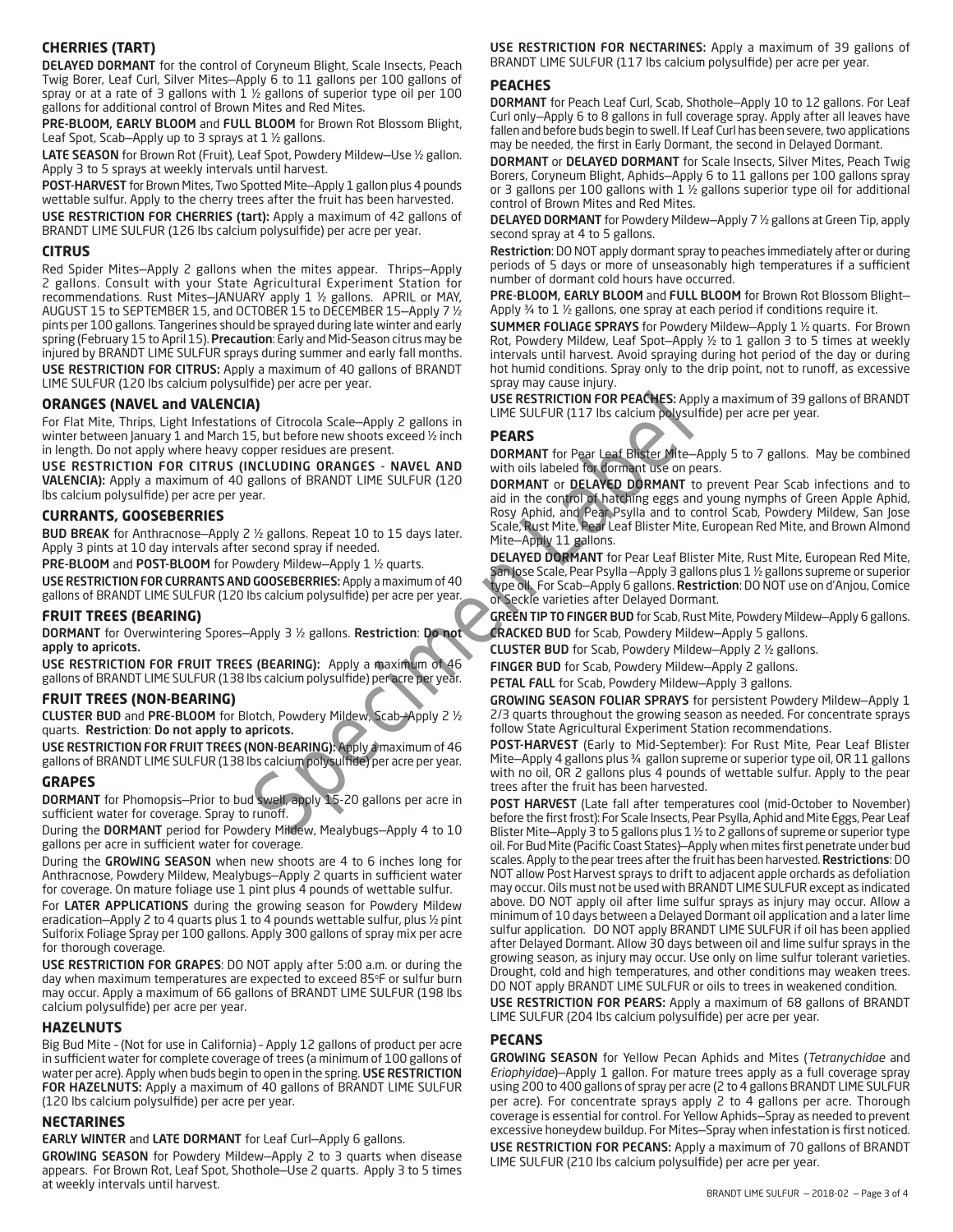## CHERRIES (TART)

**DELAYED DORMANT** for the control of Coryneum Blight, Scale Insects, Peach Twig Borer, Leaf Curl, Silver Mites—Apply 6 to 11 gallons per 100 gallons of spray or at a rate of 3 gallons with 1 ½ gallons of superior type oil per 100 gallons for additional control of Brown Mites and Red Mites.

**PRE-BLOOM, EARLY BLOOM** and **FULL BLOOM** for Brown Rot Blossom Blight, Leaf Spot, Scab—Apply up to 3 sprays at 1 ½ gallons.

**LATE SEASON** for Brown Rot (Fruit), Leaf Spot, Powdery Mildew—Use ½ gallon. Apply 3 to 5 sprays at weekly intervals until harvest.

**POST-HARVEST** for Brown Mites, Two Spotted Mite—Apply 1 gallon plus 4 pounds wettable sulfur. Apply to the cherry trees after the fruit has been harvested.

**USE RESTRICTION FOR CHERRIES (tart):** Apply a maximum of 42 gallons of BRANDT LIME SULFUR (126 lbs calcium polysulfide) per acre per year.

## CITRUS

Red Spider Mites—Apply 2 gallons when the mites appear. Thrips—Apply 2 gallons. Consult with your State Agricultural Experiment Station for recommendations. Rust Mites—JANUARY apply 1 ½ gallons. APRIL or MAY, AUGUST 15 to SEPTEMBER 15, and OCTOBER 15 to DECEMBER 15—Apply 7 ½ pints per 100 gallons. Tangerines should be sprayed during late winter and early spring (February 15 to April 15). **Precaution**: Early and Mid-Season citrus may be injured by BRANDT LIME SULFUR sprays during summer and early fall months.

**USE RESTRICTION FOR CITRUS:** Apply a maximum of 40 gallons of BRANDT LIME SULFUR (120 lbs calcium polysulfide) per acre per year.

## ORANGES (NAVEL and VALENCIA)

For Flat Mite, Thrips, Light Infestations of Citrocola Scale—Apply 2 gallons in winter between January 1 and March 15, but before new shoots exceed ½ inch in length. Do not apply where heavy copper residues are present.

**USE RESTRICTION FOR CITRUS (INCLUDING ORANGES - NAVEL AND VALENCIA):** Apply a maximum of 40 gallons of BRANDT LIME SULFUR (120 lbs calcium polysulfide) per acre per year.

## CURRANTS, GOOSEBERRIES

**BUD BREAK** for Anthracnose—Apply 2 ½ gallons. Repeat 10 to 15 days later. Apply 3 pints at 10 day intervals after second spray if needed.

**PRE-BLOOM** and **POST-BLOOM** for Powdery Mildew—Apply 1 ½ quarts.

**USE RESTRICTION FOR CURRANTS AND GOOSEBERRIES:** Apply a maximum of 40 gallons of BRANDT LIME SULFUR (120 lbs calcium polysulfide) per acre per year.

## FRUIT TREES (BEARING)

**DORMANT** for Overwintering Spores—Apply 3 ½ gallons. **Restriction**: **Do not apply to apricots.**

**USE RESTRICTION FOR FRUIT TREES (BEARING):** Apply a maximum of 46 gallons of BRANDT LIME SULFUR (138 lbs calcium polysulfide) per acre per year.

## FRUIT TREES (NON-BEARING)

**CLUSTER BUD** and **PRE-BLOOM** for Blotch, Powdery Mildew, Scab—Apply 2 ½ quarts. **Restriction**: **Do not apply to apricots.**

**USE RESTRICTION FOR FRUIT TREES (NON-BEARING):** Apply a maximum of 46 gallons of BRANDT LIME SULFUR (138 lbs calcium polysulfide) per acre per year.

## GRAPES

**DORMANT** for Phomopsis—Prior to bud swell, apply 15-20 gallons per acre in sufficient water for coverage. Spray to runoff.

During the **DORMANT** period for Powdery Mildew, Mealybugs—Apply 4 to 10 gallons per acre in sufficient water for coverage.

During the **GROWING SEASON** when new shoots are 4 to 6 inches long for Anthracnose, Powdery Mildew, Mealybugs—Apply 2 quarts in sufficient water for coverage. On mature foliage use 1 pint plus 4 pounds of wettable sulfur.

For **LATER APPLICATIONS** during the growing season for Powdery Mildew eradication—Apply 2 to 4 quarts plus 1 to 4 pounds wettable sulfur, plus ½ pint Sulforix Foliage Spray per 100 gallons. Apply 300 gallons of spray mix per acre for thorough coverage.

**USE RESTRICTION FOR GRAPES**: DO NOT apply after 5:00 a.m. or during the day when maximum temperatures are expected to exceed 85°F or sulfur burn may occur. Apply a maximum of 66 gallons of BRANDT LIME SULFUR (198 lbs calcium polysulfide) per acre per year.

## HAZELNUTS

Big Bud Mite - (Not for use in California) - Apply 12 gallons of product per acre in sufficient water for complete coverage of trees (a minimum of 100 gallons of water per acre). Apply when buds begin to open in the spring. **USE RESTRICTION FOR HAZELNUTS:** Apply a maximum of 40 gallons of BRANDT LIME SULFUR (120 lbs calcium polysulfide) per acre per year.

## NECTARINES

**EARLY WINTER** and **LATE DORMANT** for Leaf Curl—Apply 6 gallons.

**GROWING SEASON** for Powdery Mildew—Apply 2 to 3 quarts when disease appears. For Brown Rot, Leaf Spot, Shothole—Use 2 quarts. Apply 3 to 5 times at weekly intervals until harvest.

**USE RESTRICTION FOR NECTARINES:** Apply a maximum of 39 gallons of BRANDT LIME SULFUR (117 lbs calcium polysulfide) per acre per year.

## PEACHES

**DORMANT** for Peach Leaf Curl, Scab, Shothole—Apply 10 to 12 gallons. For Leaf Curl only—Apply 6 to 8 gallons in full coverage spray. Apply after all leaves have fallen and before buds begin to swell. If Leaf Curl has been severe, two applications may be needed, the first in Early Dormant, the second in Delayed Dormant.

**DORMANT** or **DELAYED DORMANT** for Scale Insects, Silver Mites, Peach Twig Borers, Coryneum Blight, Aphids—Apply 6 to 11 gallons per 100 gallons spray or 3 gallons per 100 gallons with 1 ½ gallons superior type oil for additional control of Brown Mites and Red Mites.

**DELAYED DORMANT** for Powdery Mildew—Apply 7 ½ gallons at Green Tip, apply second spray at 4 to 5 gallons.

**Restriction**: DO NOT apply dormant spray to peaches immediately after or during periods of 5 days or more of unseasonably high temperatures if a sufficient number of dormant cold hours have occurred.

**PRE-BLOOM, EARLY BLOOM** and **FULL BLOOM** for Brown Rot Blossom Blight—Apply ¾ to 1 ½ gallons, one spray at each period if conditions require it.

**SUMMER FOLIAGE SPRAYS** for Powdery Mildew—Apply 1 ½ quarts. For Brown Rot, Powdery Mildew, Leaf Spot—Apply ½ to 1 gallon 3 to 5 times at weekly intervals until harvest. Avoid spraying during hot period of the day or during hot humid conditions. Spray only to the drip point, not to runoff, as excessive spray may cause injury.

**USE RESTRICTION FOR PEACHES:** Apply a maximum of 39 gallons of BRANDT LIME SULFUR (117 lbs calcium polysulfide) per acre per year.

## PEARS

**DORMANT** for Pear Leaf Blister Mite—Apply 5 to 7 gallons. May be combined with oils labeled for dormant use on pears.

**DORMANT** or **DELAYED DORMANT** to prevent Pear Scab infections and to aid in the control of hatching eggs and young nymphs of Green Apple Aphid, Rosy Aphid, and Pear Psylla and to control Scab, Powdery Mildew, San Jose Scale, Rust Mite, Pear Leaf Blister Mite, European Red Mite, and Brown Almond Mite—Apply 11 gallons.

**DELAYED DORMANT** for Pear Leaf Blister Mite, Rust Mite, European Red Mite, San Jose Scale, Pear Psylla —Apply 3 gallons plus 1 ½ gallons supreme or superior type oil. For Scab—Apply 6 gallons. **Restriction**: DO NOT use on d'Anjou, Comice or Seckle varieties after Delayed Dormant.

**GREEN TIP TO FINGER BUD** for Scab, Rust Mite, Powdery Mildew—Apply 6 gallons.

**CRACKED BUD** for Scab, Powdery Mildew—Apply 5 gallons.

**CLUSTER BUD** for Scab, Powdery Mildew—Apply 2 ½ gallons.

**FINGER BUD** for Scab, Powdery Mildew—Apply 2 gallons.

**PETAL FALL** for Scab, Powdery Mildew—Apply 3 gallons.

**GROWING SEASON FOLIAR SPRAYS** for persistent Powdery Mildew—Apply 1 2/3 quarts throughout the growing season as needed. For concentrate sprays follow State Agricultural Experiment Station recommendations.

**POST-HARVEST** (Early to Mid-September): For Rust Mite, Pear Leaf Blister Mite—Apply 4 gallons plus ¾ gallon supreme or superior type oil, OR 11 gallons with no oil, OR 2 gallons plus 4 pounds of wettable sulfur. Apply to the pear trees after the fruit has been harvested.

**POST HARVEST** (Late fall after temperatures cool (mid-October to November) before the first frost): For Scale Insects, Pear Psylla, Aphid and Mite Eggs, Pear Leaf Blister Mite—Apply 3 to 5 gallons plus 1 ½ to 2 gallons of supreme or superior type oil. For Bud Mite (Pacific Coast States)—Apply when mites first penetrate under bud scales. Apply to the pear trees after the fruit has been harvested. **Restrictions**: DO NOT allow Post Harvest sprays to drift to adjacent apple orchards as defoliation may occur. Oils must not be used with BRANDT LIME SULFUR except as indicated above. DO NOT apply oil after lime sulfur sprays as injury may occur. Allow a minimum of 10 days between a Delayed Dormant oil application and a later lime sulfur application. DO NOT apply BRANDT LIME SULFUR if oil has been applied after Delayed Dormant. Allow 30 days between oil and lime sulfur sprays in the growing season, as injury may occur. Use only on lime sulfur tolerant varieties. Drought, cold and high temperatures, and other conditions may weaken trees. DO NOT apply BRANDT LIME SULFUR or oils to trees in weakened condition.

**USE RESTRICTION FOR PEARS:** Apply a maximum of 68 gallons of BRANDT LIME SULFUR (204 lbs calcium polysulfide) per acre per year.

## PECANS

**GROWING SEASON** for Yellow Pecan Aphids and Mites (*Tetranychidae* and *Eriophyidae*)—Apply 1 gallon. For mature trees apply as a full coverage spray using 200 to 400 gallons of spray per acre (2 to 4 gallons BRANDT LIME SULFUR per acre). For concentrate sprays apply 2 to 4 gallons per acre. Thorough coverage is essential for control. For Yellow Aphids—Spray as needed to prevent excessive honeydew buildup. For Mites—Spray when infestation is first noticed.

**USE RESTRICTION FOR PECANS:** Apply a maximum of 70 gallons of BRANDT LIME SULFUR (210 lbs calcium polysulfide) per acre per year.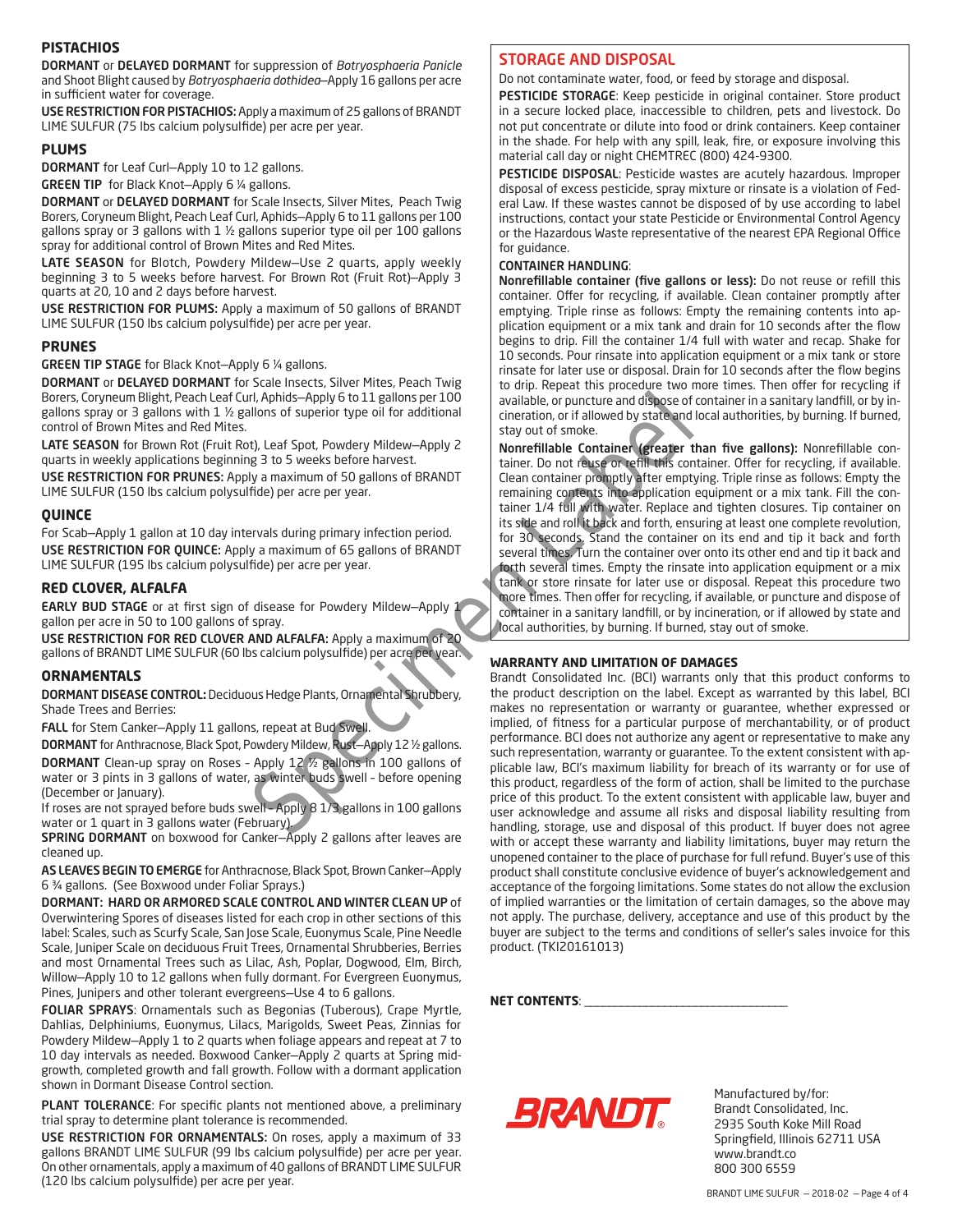## PISTACHIOS

**DORMANT** or **DELAYED DORMANT** for suppression of *Botryosphaeria Panicle* and Shoot Blight caused by *Botryosphaeria dothidea*–Apply 16 gallons per acre in sufficient water for coverage.

**USE RESTRICTION FOR PISTACHIOS:** Apply a maximum of 25 gallons of BRANDT LIME SULFUR (75 lbs calcium polysulfide) per acre per year.

## PLUMS

**DORMANT** for Leaf Curl–Apply 10 to 12 gallons.

**GREEN TIP** for Black Knot–Apply 6 ¼ gallons.

**DORMANT** or **DELAYED DORMANT** for Scale Insects, Silver Mites, Peach Twig Borers, Coryneum Blight, Peach Leaf Curl, Aphids–Apply 6 to 11 gallons per 100 gallons spray or 3 gallons with 1 ½ gallons superior type oil per 100 gallons spray for additional control of Brown Mites and Red Mites.

**LATE SEASON** for Blotch, Powdery Mildew–Use 2 quarts, apply weekly beginning 3 to 5 weeks before harvest. For Brown Rot (Fruit Rot)–Apply 3 quarts at 20, 10 and 2 days before harvest.

**USE RESTRICTION FOR PLUMS:** Apply a maximum of 50 gallons of BRANDT LIME SULFUR (150 lbs calcium polysulfide) per acre per year.

## PRUNES

**GREEN TIP STAGE** for Black Knot–Apply 6 ¼ gallons.

**DORMANT** or **DELAYED DORMANT** for Scale Insects, Silver Mites, Peach Twig Borers, Coryneum Blight, Peach Leaf Curl, Aphids–Apply 6 to 11 gallons per 100 gallons spray or 3 gallons with 1 ½ gallons of superior type oil for additional control of Brown Mites and Red Mites.

**LATE SEASON** for Brown Rot (Fruit Rot), Leaf Spot, Powdery Mildew–Apply 2 quarts in weekly applications beginning 3 to 5 weeks before harvest.

**USE RESTRICTION FOR PRUNES:** Apply a maximum of 50 gallons of BRANDT LIME SULFUR (150 lbs calcium polysulfide) per acre per year.

## QUINCE

For Scab–Apply 1 gallon at 10 day intervals during primary infection period.

**USE RESTRICTION FOR QUINCE:** Apply a maximum of 65 gallons of BRANDT LIME SULFUR (195 lbs calcium polysulfide) per acre per year.

## RED CLOVER, ALFALFA

**EARLY BUD STAGE** or at first sign of disease for Powdery Mildew–Apply 1 gallon per acre in 50 to 100 gallons of spray.

**USE RESTRICTION FOR RED CLOVER AND ALFALFA:** Apply a maximum of 20 gallons of BRANDT LIME SULFUR (60 lbs calcium polysulfide) per acre per year.

## ORNAMENTALS

**DORMANT DISEASE CONTROL:** Deciduous Hedge Plants, Ornamental Shrubbery, Shade Trees and Berries:

**FALL** for Stem Canker–Apply 11 gallons, repeat at Bud Swell.

**DORMANT** for Anthracnose, Black Spot, Powdery Mildew, Rust–Apply 12 ½ gallons.

**DORMANT** Clean-up spray on Roses - Apply 12 ½ gallons in 100 gallons of water or 3 pints in 3 gallons of water, as winter buds swell - before opening (December or January).

If roses are not sprayed before buds swell - Apply 8 1/3 gallons in 100 gallons water or 1 quart in 3 gallons water (February).

**SPRING DORMANT** on boxwood for Canker–Apply 2 gallons after leaves are cleaned up.

**AS LEAVES BEGIN TO EMERGE** for Anthracnose, Black Spot, Brown Canker–Apply 6 ¾ gallons. (See Boxwood under Foliar Sprays.)

**DORMANT: HARD OR ARMORED SCALE CONTROL AND WINTER CLEAN UP** of Overwintering Spores of diseases listed for each crop in other sections of this label: Scales, such as Scurfy Scale, San Jose Scale, Euonymus Scale, Pine Needle Scale, Juniper Scale on deciduous Fruit Trees, Ornamental Shrubbery, Berries and most Ornamental Trees such as Lilac, Ash, Poplar, Dogwood, Elm, Birch, Willow–Apply 10 to 12 gallons when fully dormant. For Evergreen Euonymus, Pines, Junipers and other tolerant evergreens–Use 4 to 6 gallons.

**FOLIAR SPRAYS**: Ornamentals such as Begonias (Tuberous), Crape Myrtle, Dahlias, Delphiniums, Euonymus, Lilacs, Marigolds, Sweet Peas, Zinnias for Powdery Mildew–Apply 1 to 2 quarts when foliage appears and repeat at 7 to 10 day intervals as needed. Boxwood Canker–Apply 2 quarts at Spring mid-growth, completed growth and fall growth. Follow with a dormant application shown in Dormant Disease Control section.

**PLANT TOLERANCE**: For specific plants not mentioned above, a preliminary trial spray to determine plant tolerance is recommended.

**USE RESTRICTION FOR ORNAMENTALS:** On roses, apply a maximum of 33 gallons BRANDT LIME SULFUR (99 lbs calcium polysulfide) per acre per year. On other ornamentals, apply a maximum of 40 gallons of BRANDT LIME SULFUR (120 lbs calcium polysulfide) per acre per year.

## STORAGE AND DISPOSAL

Do not contaminate water, food, or feed by storage and disposal.

**PESTICIDE STORAGE**: Keep pesticide in original container. Store product in a secure locked place, inaccessible to children, pets and livestock. Do not put concentrate or dilute into food or drink containers. Keep container in the shade. For help with any spill, leak, fire, or exposure involving this material call day or night CHEMTREC (800) 424-9300.

**PESTICIDE DISPOSAL**: Pesticide wastes are acutely hazardous. Improper disposal of excess pesticide, spray mixture or rinsate is a violation of Federal Law. If these wastes cannot be disposed of by use according to label instructions, contact your state Pesticide or Environmental Control Agency or the Hazardous Waste representative of the nearest EPA Regional Office for guidance.

**CONTAINER HANDLING**:

**Nonrefillable container (five gallons or less):** Do not reuse or refill this container. Offer for recycling, if available. Clean container promptly after emptying. Triple rinse as follows: Empty the remaining contents into application equipment or a mix tank and drain for 10 seconds after the flow begins to drip. Fill the container 1/4 full with water and recap. Shake for 10 seconds. Pour rinsate into application equipment or a mix tank or store rinsate for later use or disposal. Drain for 10 seconds after the flow begins to drip. Repeat this procedure two more times. Then offer for recycling if available, or puncture and dispose of container in a sanitary landfill, or by incineration, or if allowed by state and local authorities, by burning. If burned, stay out of smoke.

**Nonrefillable Container (greater than five gallons):** Nonrefillable container. Do not reuse or refill this container. Offer for recycling, if available. Clean container promptly after emptying. Triple rinse as follows: Empty the remaining contents into application equipment or a mix tank. Fill the container 1/4 full with water. Replace and tighten closures. Tip container on its side and roll it back and forth, ensuring at least one complete revolution, for 30 seconds. Stand the container on its end and tip it back and forth several times. Turn the container over onto its other end and tip it back and forth several times. Empty the rinsate into application equipment or a mix tank or store rinsate for later use or disposal. Repeat this procedure two more times. Then offer for recycling, if available, or puncture and dispose of container in a sanitary landfill, or by incineration, or if allowed by state and local authorities, by burning. If burned, stay out of smoke.

## WARRANTY AND LIMITATION OF DAMAGES

Brandt Consolidated Inc. (BCI) warrants only that this product conforms to the product description on the label. Except as warranted by this label, BCI makes no representation or warranty or guarantee, whether expressed or implied, of fitness for a particular purpose of merchantability, or of product performance. BCI does not authorize any agent or representative to make any such representation, warranty or guarantee. To the extent consistent with applicable law, BCI's maximum liability for breach of its warranty or for use of this product, regardless of the form of action, shall be limited to the purchase price of this product. To the extent consistent with applicable law, buyer and user acknowledge and assume all risks and disposal liability resulting from handling, storage, use and disposal of this product. If buyer does not agree with or accept these warranty and liability limitations, buyer may return the unopened container to the place of purchase for full refund. Buyer's use of this product shall constitute conclusive evidence of buyer's acknowledgement and acceptance of the forgoing limitations. Some states do not allow the exclusion of implied warranties or the limitation of certain damages, so the above may not apply. The purchase, delivery, acceptance and use of this product by the buyer are subject to the terms and conditions of seller's sales invoice for this product. (TKI20161013)

**NET CONTENTS**: ______________________________

BRANDT®

Manufactured by/for:
Brandt Consolidated, Inc.
2935 South Koke Mill Road
Springfield, Illinois 62711 USA
www.brandt.co
800 300 6559